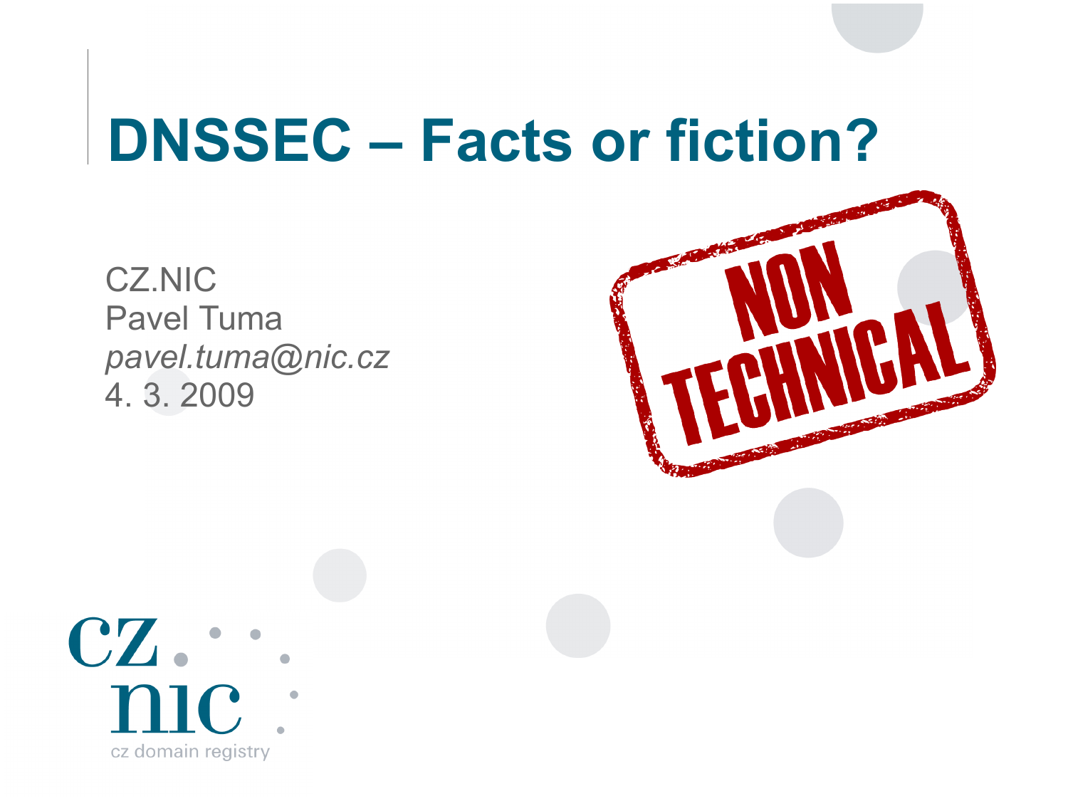# DNSSEC – Facts or fiction?

CZ.NIC
Pavel Tuma
*pavel.tuma@nic.cz*
4. 3. 2009

NON TECHNICAL

cz nic
cz domain registry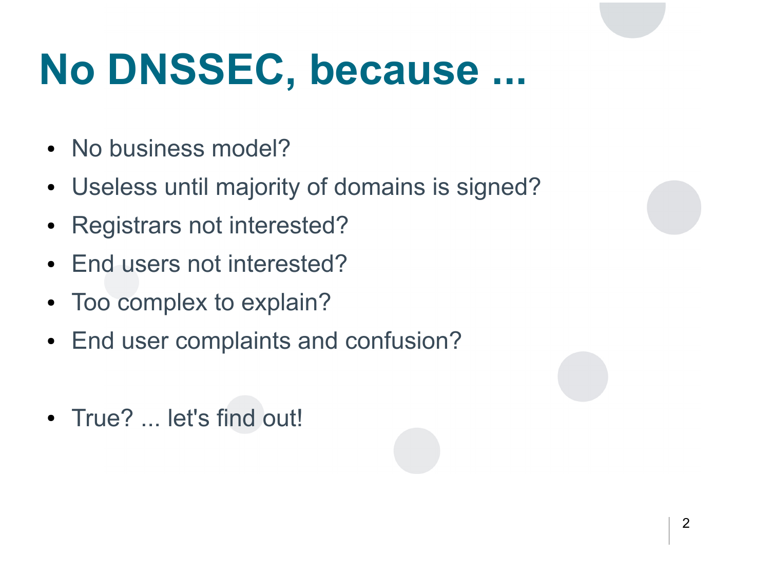# No DNSSEC, because ...

- No business model?
- Useless until majority of domains is signed?
- Registrars not interested?
- End users not interested?
- Too complex to explain?
- End user complaints and confusion?

- True? ... let's find out!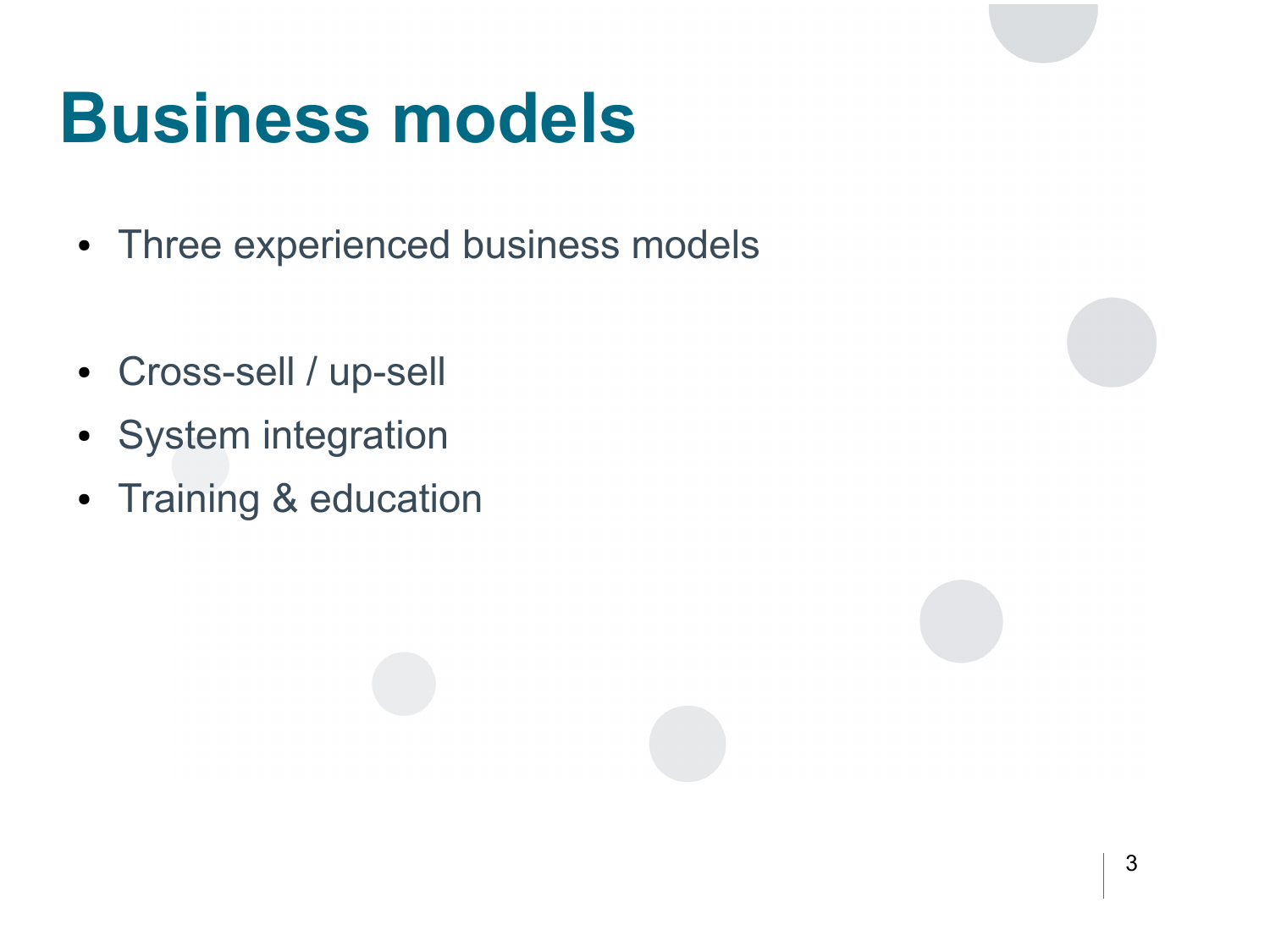# Business models

- Three experienced business models

- Cross-sell / up-sell
- System integration
- Training & education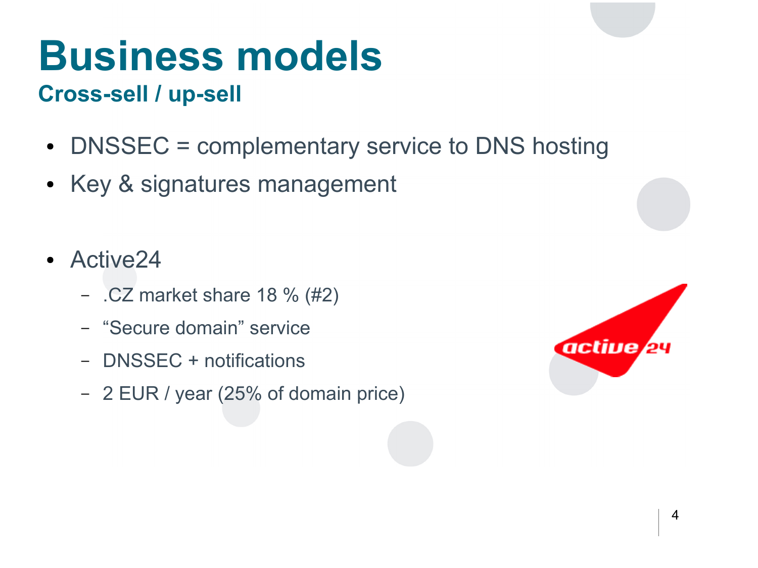# Business models

## Cross-sell / up-sell

- DNSSEC = complementary service to DNS hosting
- Key & signatures management

- Active24
  - .CZ market share 18 % (#2)
  - “Secure domain” service
  - DNSSEC + notifications
  - 2 EUR / year (25% of domain price)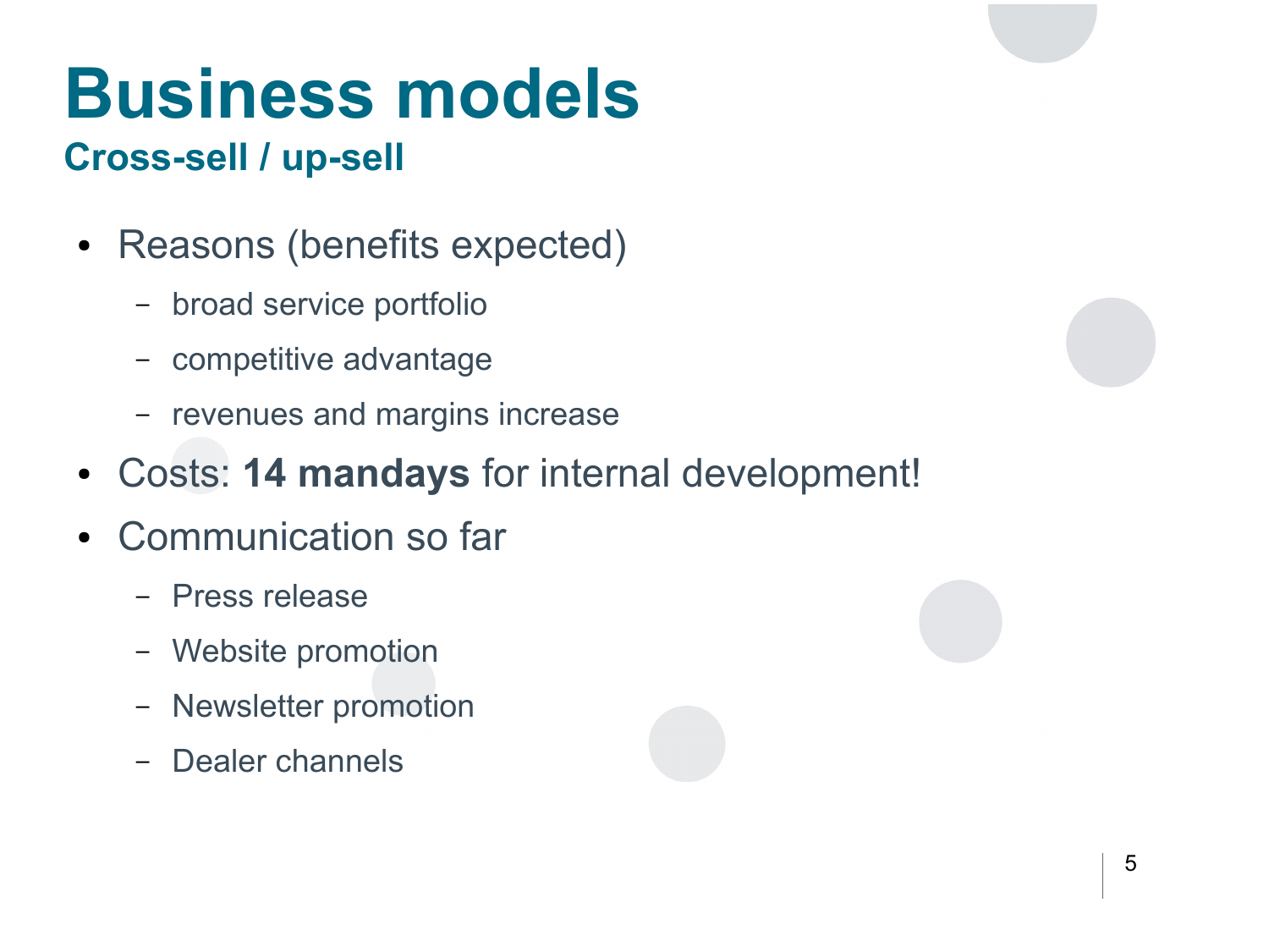# Business models

## Cross-sell / up-sell

- Reasons (benefits expected)
  - broad service portfolio
  - competitive advantage
  - revenues and margins increase
- Costs: **14 mandays** for internal development!
- Communication so far
  - Press release
  - Website promotion
  - Newsletter promotion
  - Dealer channels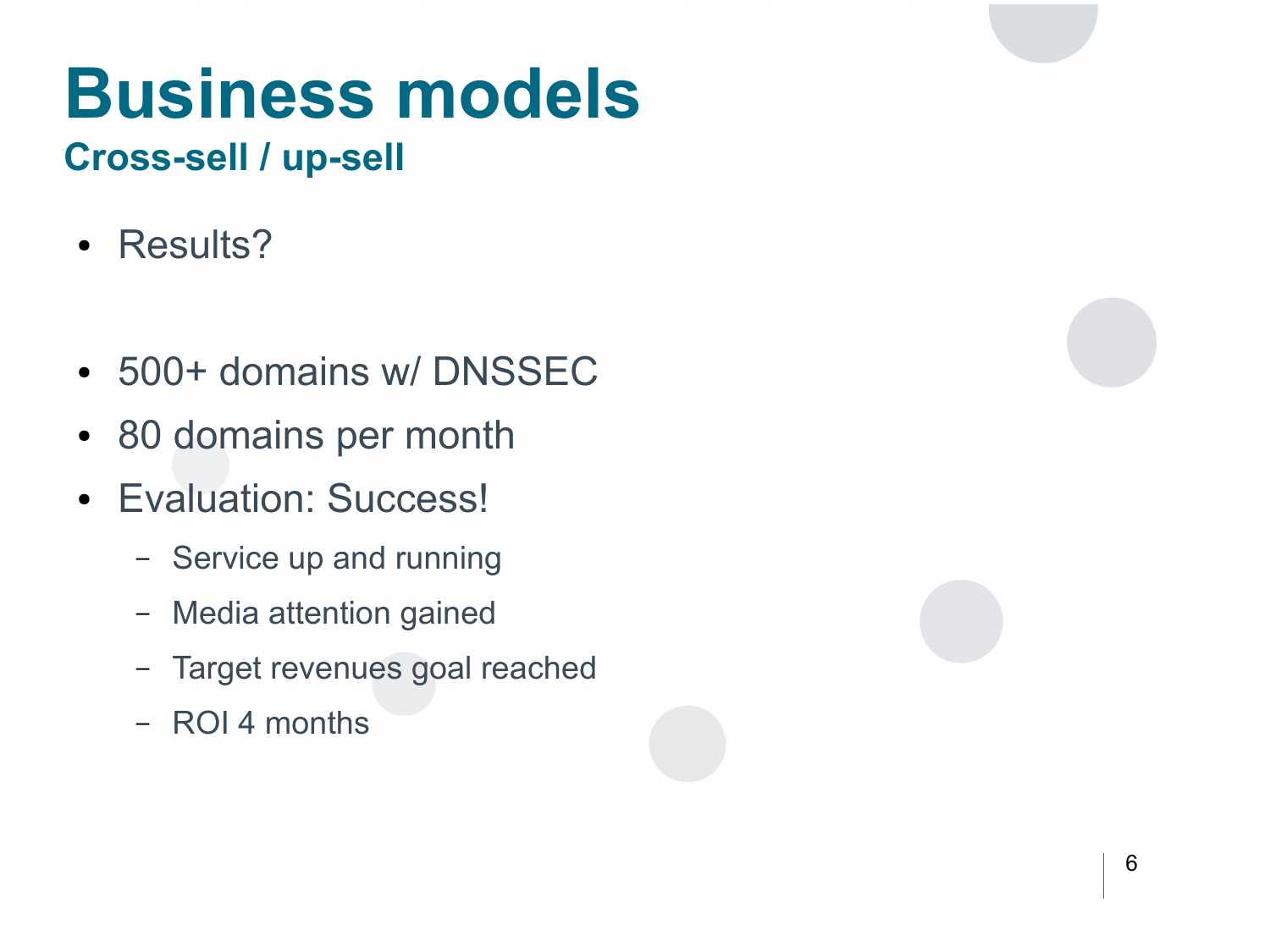# Business models

## Cross-sell / up-sell

- Results?

- 500+ domains w/ DNSSEC
- 80 domains per month
- Evaluation: Success!
  - Service up and running
  - Media attention gained
  - Target revenues goal reached
  - ROI 4 months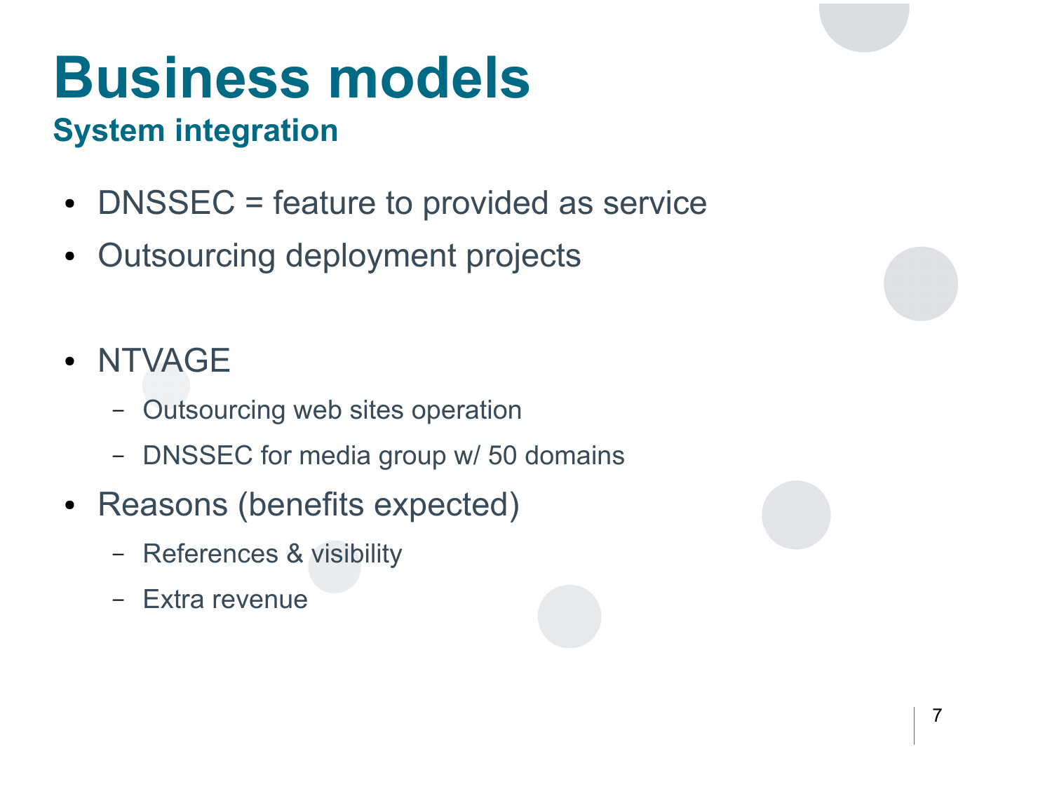# Business models

## System integration

- DNSSEC = feature to provided as service
- Outsourcing deployment projects

- NTVAGE
  - Outsourcing web sites operation
  - DNSSEC for media group w/ 50 domains
- Reasons (benefits expected)
  - References & visibility
  - Extra revenue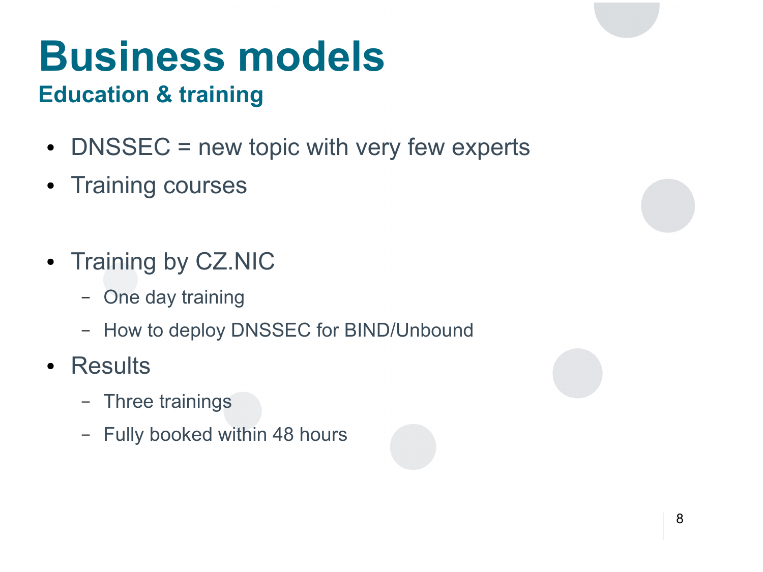# Business models

## Education & training

- DNSSEC = new topic with very few experts
- Training courses

- Training by CZ.NIC
  - One day training
  - How to deploy DNSSEC for BIND/Unbound
- Results
  - Three trainings
  - Fully booked within 48 hours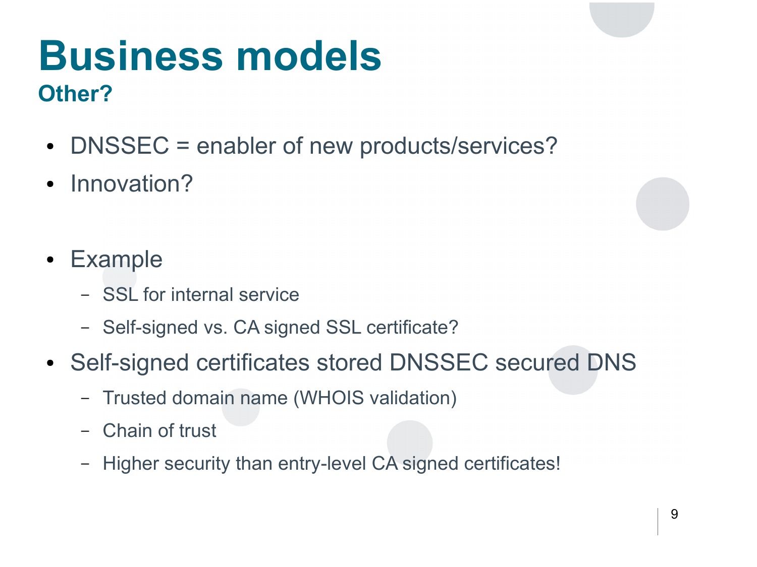# Business models

## Other?

- DNSSEC = enabler of new products/services?
- Innovation?

- Example
  - SSL for internal service
  - Self-signed vs. CA signed SSL certificate?
- Self-signed certificates stored DNSSEC secured DNS
  - Trusted domain name (WHOIS validation)
  - Chain of trust
  - Higher security than entry-level CA signed certificates!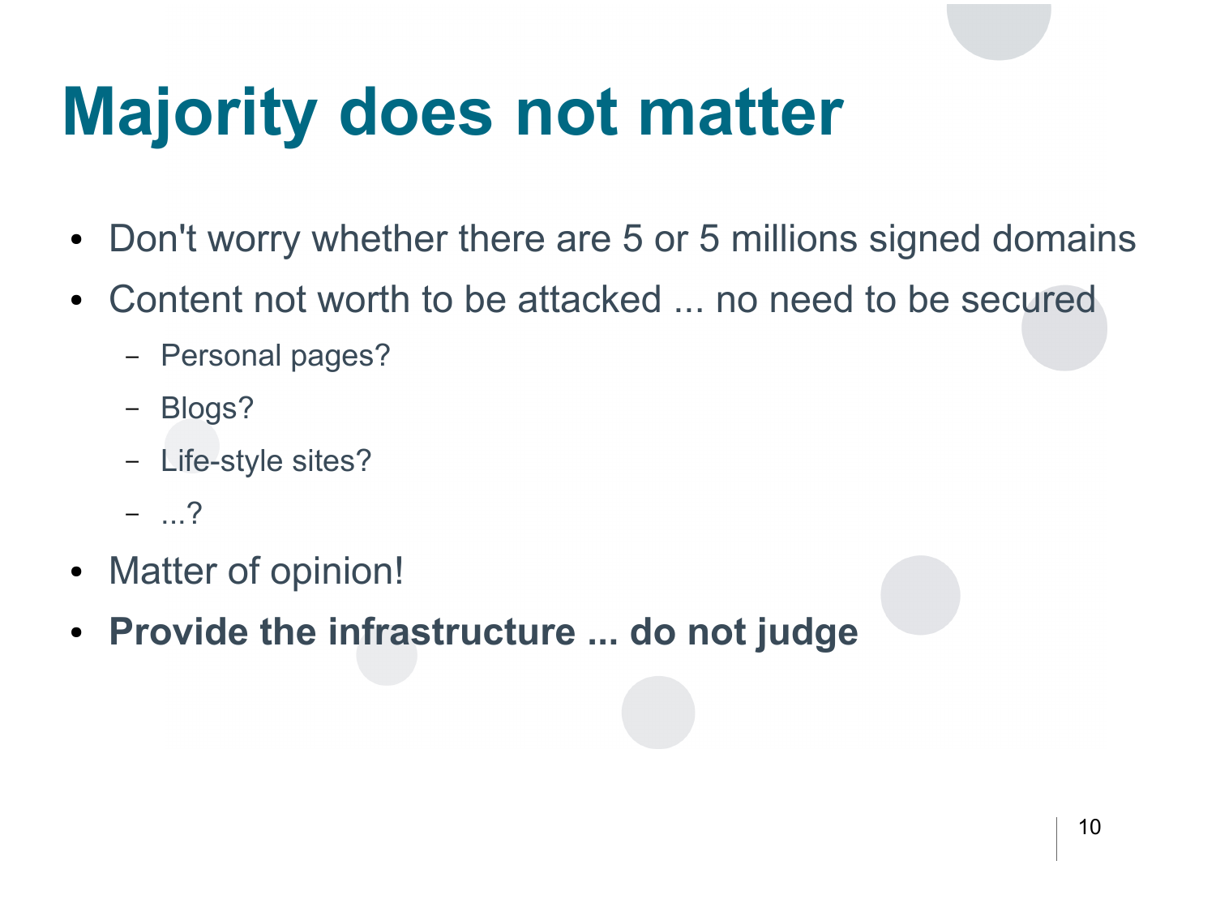# Majority does not matter

- Don't worry whether there are 5 or 5 millions signed domains
- Content not worth to be attacked ... no need to be secured
  - Personal pages?
  - Blogs?
  - Life-style sites?
  - ...?
- Matter of opinion!
- **Provide the infrastructure ... do not judge**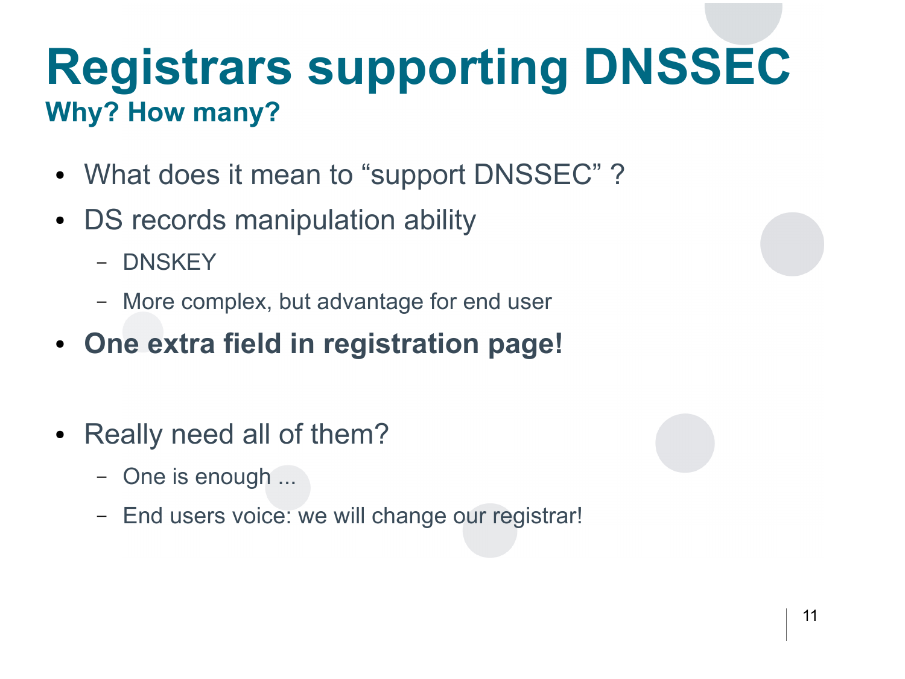# Registrars supporting DNSSEC

## Why? How many?

- What does it mean to “support DNSSEC” ?
- DS records manipulation ability
  - DNSKEY
  - More complex, but advantage for end user
- **One extra field in registration page!**

- Really need all of them?
  - One is enough ...
  - End users voice: we will change our registrar!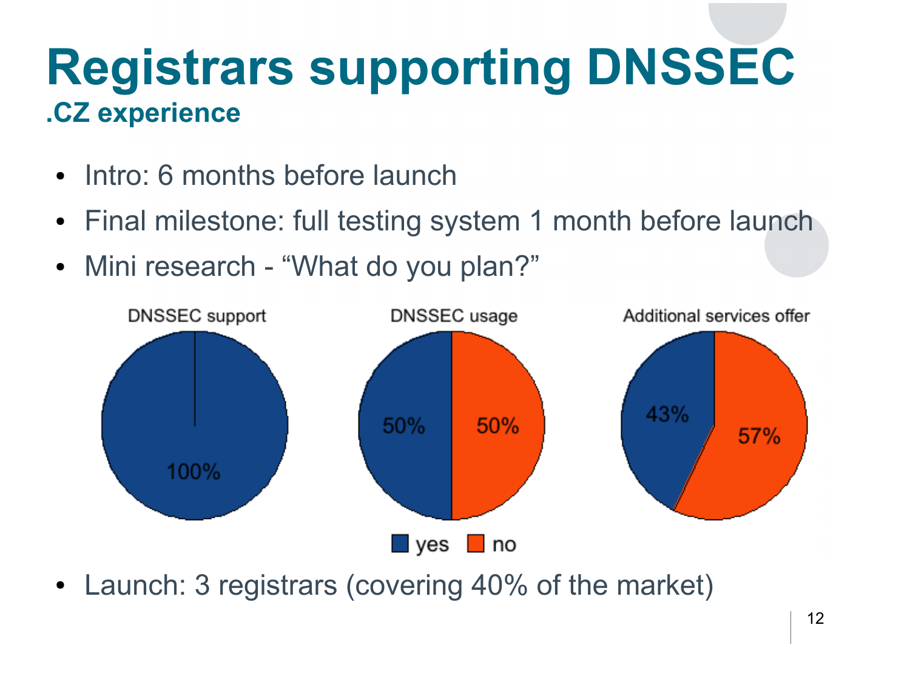# Registrars supporting DNSSEC

## .CZ experience

- Intro: 6 months before launch
- Final milestone: full testing system 1 month before launch
- Mini research - “What do you plan?”

| | DNSSEC support | DNSSEC usage | Additional services offer |
|---|---|---|---|
| yes | 100% | 50% | 43% |
| no | | 50% | 57% |

- Launch: 3 registrars (covering 40% of the market)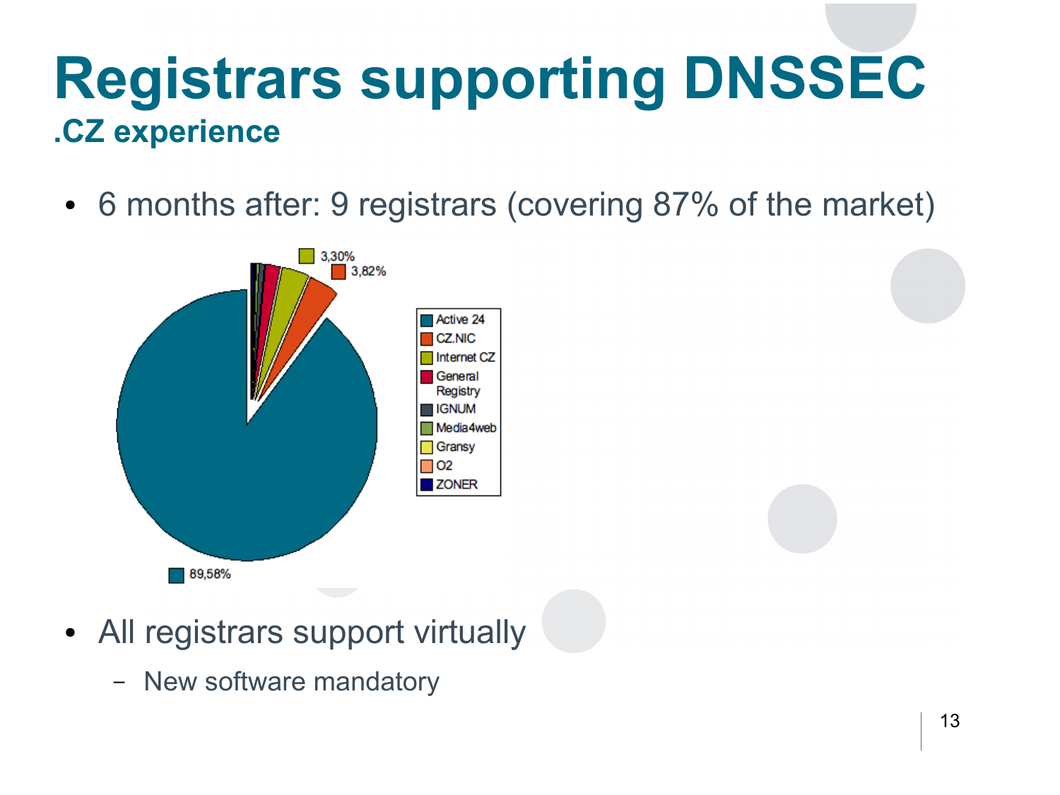# Registrars supporting DNSSEC

## .CZ experience

- 6 months after: 9 registrars (covering 87% of the market)

3,30%

3,82%

89,58%

- Active 24
- CZ.NIC
- Internet CZ
- General Registry
- IGNUM
- Media4web
- Gransy
- O2
- ZONER

- All registrars support virtually
  - New software mandatory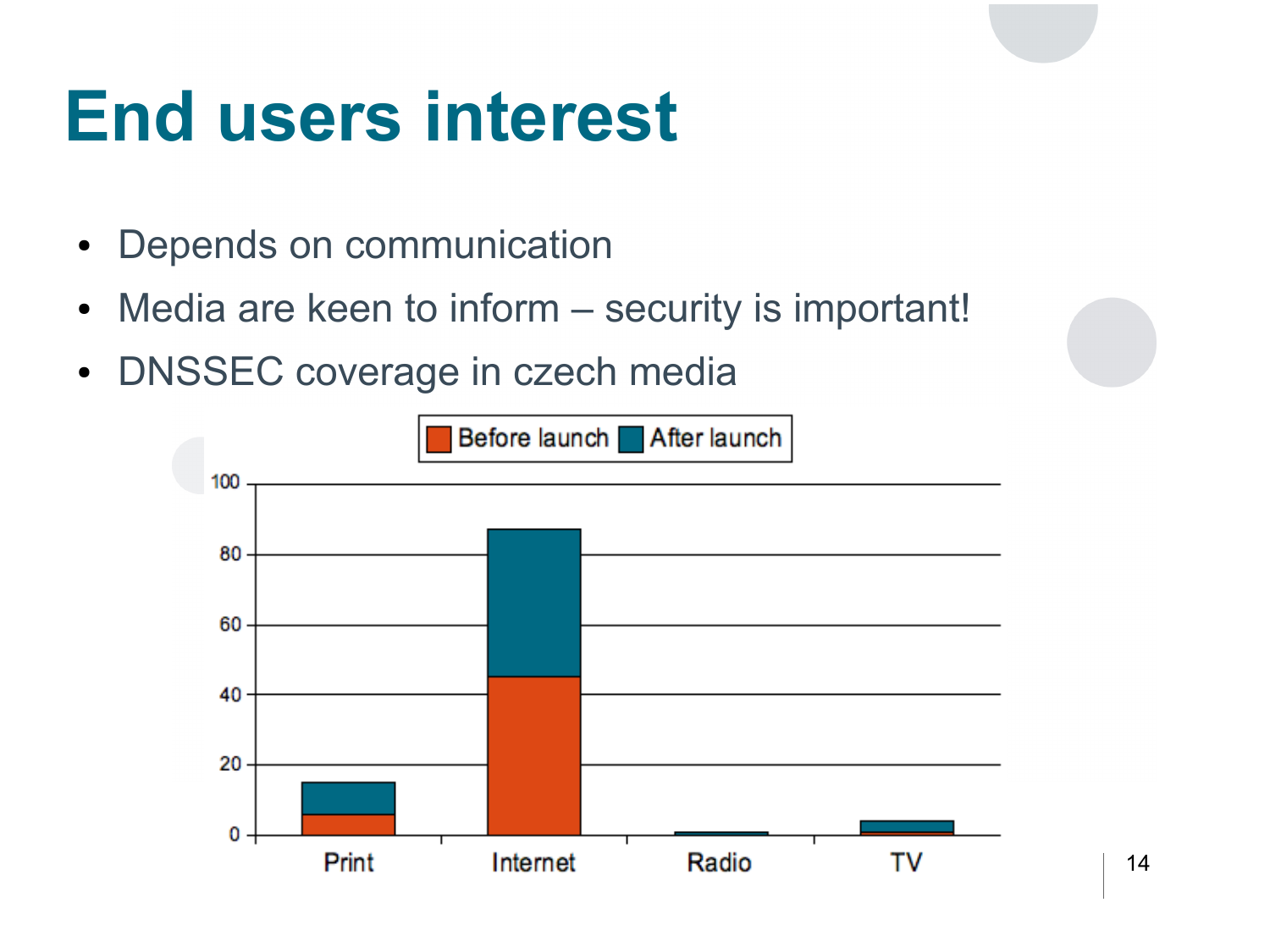# End users interest

- Depends on communication
- Media are keen to inform – security is important!
- DNSSEC coverage in czech media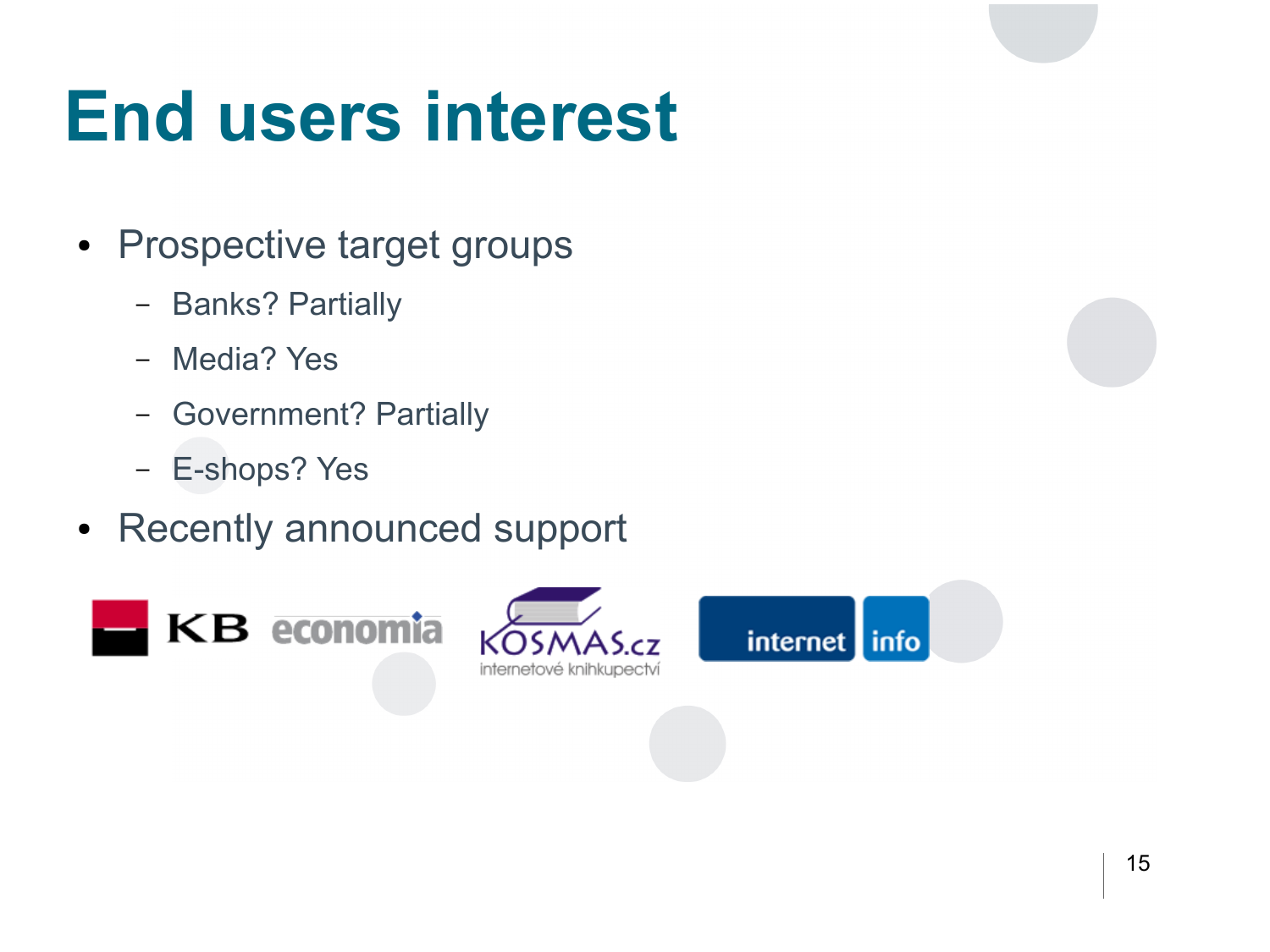# End users interest

- Prospective target groups
  - Banks? Partially
  - Media? Yes
  - Government? Partially
  - E-shops? Yes
- Recently announced support

KB economia KOSMAS.cz internetové knihkupectví internet info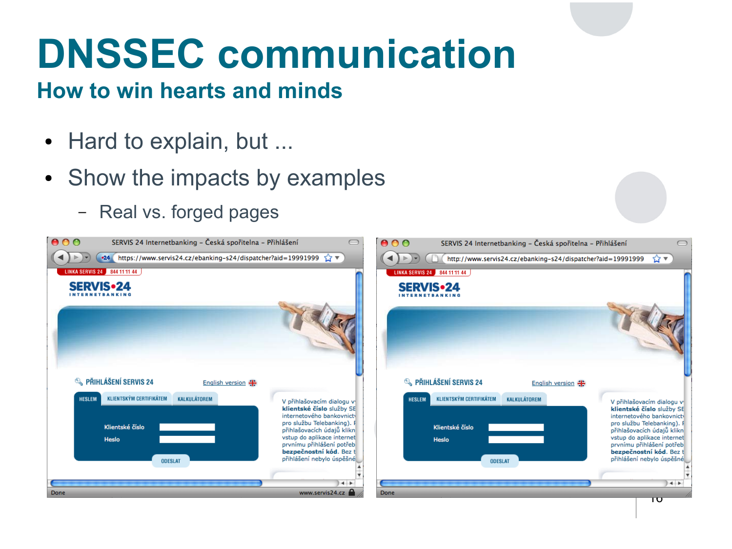# DNSSEC communication

## How to win hearts and minds

- Hard to explain, but ...
- Show the impacts by examples
  - Real vs. forged pages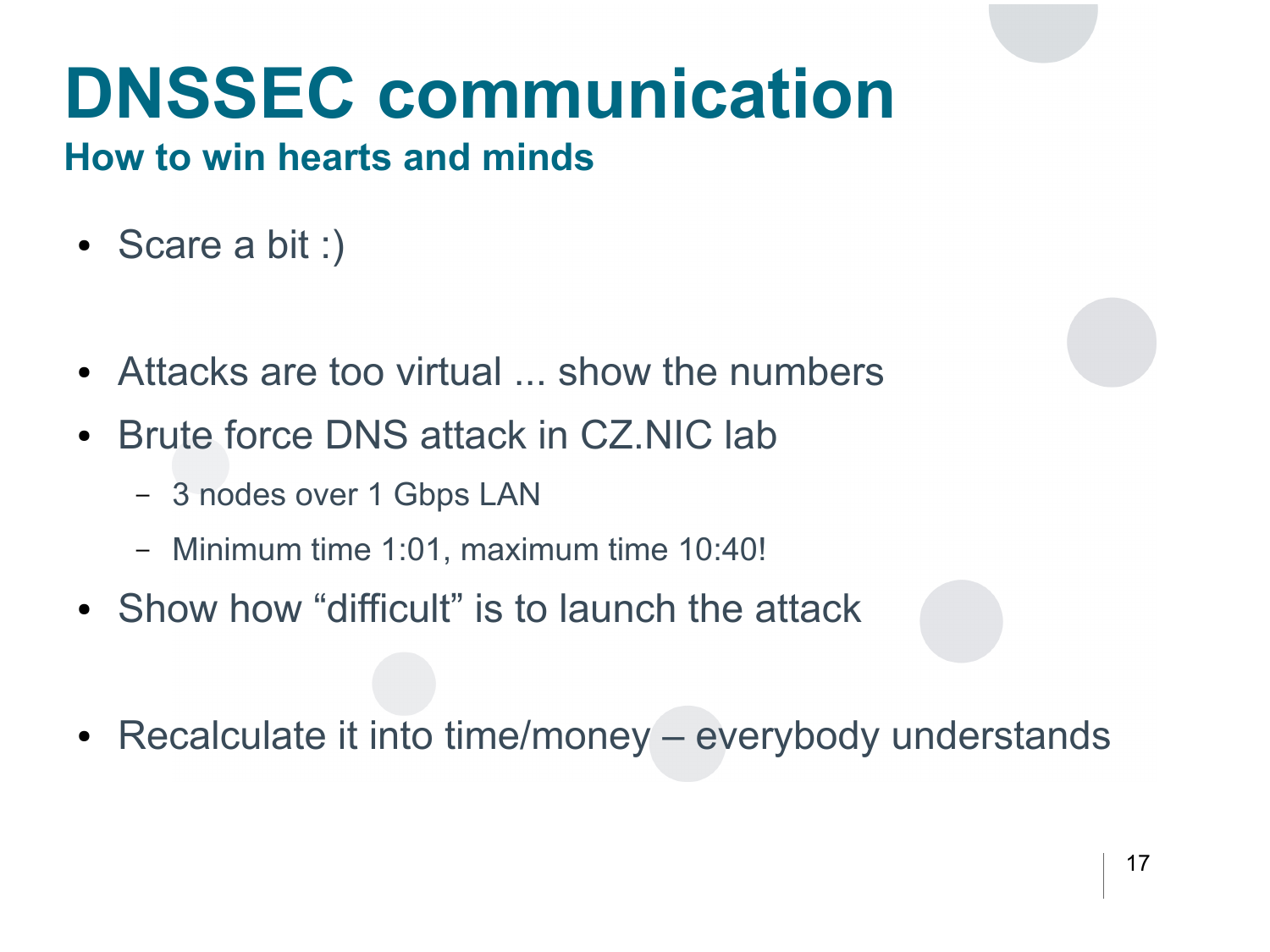# DNSSEC communication

## How to win hearts and minds

- Scare a bit :)

- Attacks are too virtual ... show the numbers
- Brute force DNS attack in CZ.NIC lab
  - 3 nodes over 1 Gbps LAN
  - Minimum time 1:01, maximum time 10:40!
- Show how “difficult” is to launch the attack

- Recalculate it into time/money – everybody understands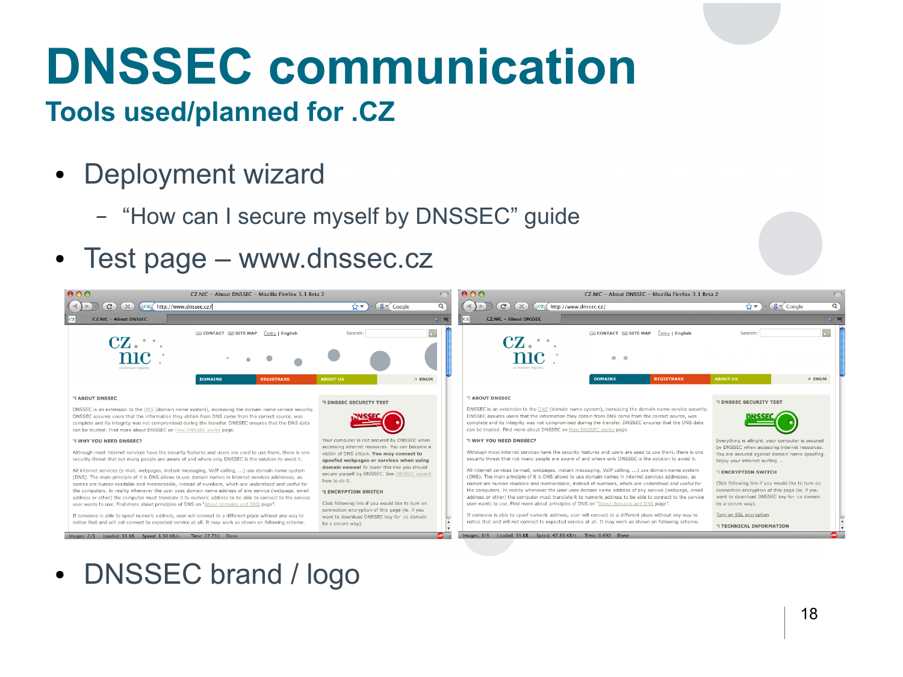# DNSSEC communication

## Tools used/planned for .CZ

- Deployment wizard
  - "How can I secure myself by DNSSEC" guide
- Test page – www.dnssec.cz
- DNSSEC brand / logo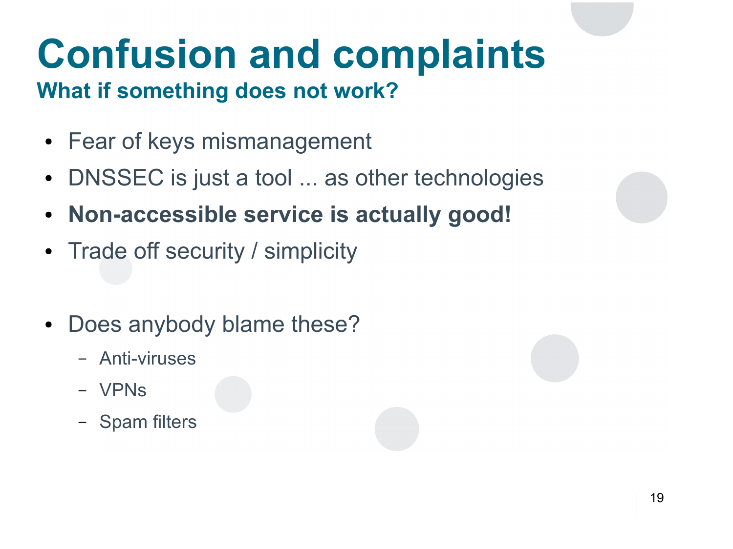# Confusion and complaints

## What if something does not work?

- Fear of keys mismanagement
- DNSSEC is just a tool ... as other technologies
- **Non-accessible service is actually good!**
- Trade off security / simplicity

- Does anybody blame these?
  - Anti-viruses
  - VPNs
  - Spam filters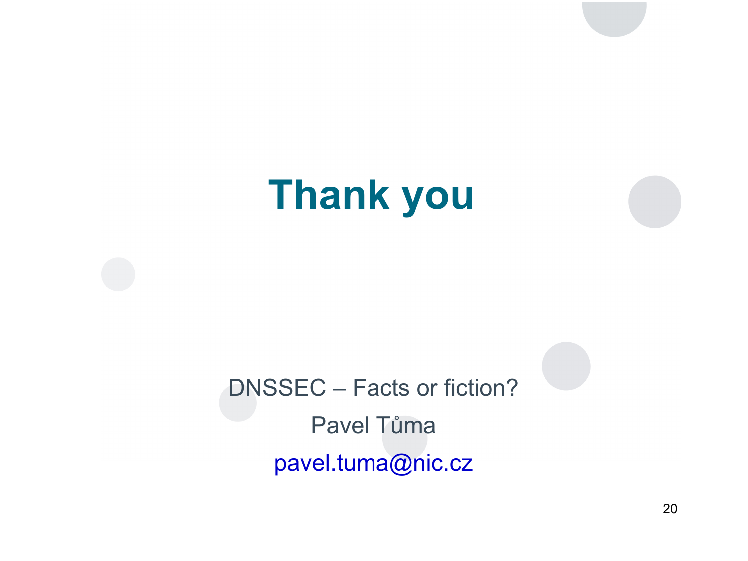# Thank you

DNSSEC – Facts or fiction?

Pavel Tůma

pavel.tuma@nic.cz